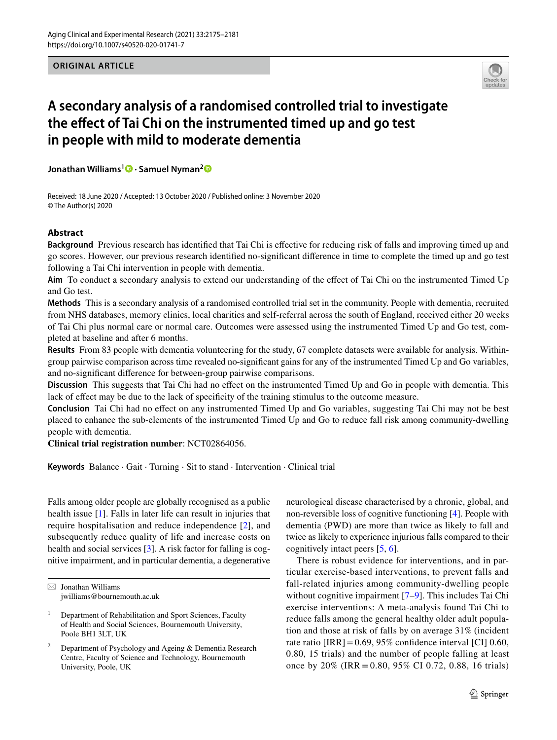ORIGINAL ARTICLE

# A secondary analysis of a randomised controlled trial to investigate the effect of Tai Chi on the instrumented timed up and go test in people with mild to moderate dementia

**Jonathan Williams[1] · Samuel Nyman[2]**

Received: 18 June 2020 / Accepted: 13 October 2020 / Published online: 3 November 2020
© The Author(s) 2020

## Abstract

**Background** Previous research has identified that Tai Chi is effective for reducing risk of falls and improving timed up and go scores. However, our previous research identified no-significant difference in time to complete the timed up and go test following a Tai Chi intervention in people with dementia.

**Aim** To conduct a secondary analysis to extend our understanding of the effect of Tai Chi on the instrumented Timed Up and Go test.

**Methods** This is a secondary analysis of a randomised controlled trial set in the community. People with dementia, recruited from NHS databases, memory clinics, local charities and self-referral across the south of England, received either 20 weeks of Tai Chi plus normal care or normal care. Outcomes were assessed using the instrumented Timed Up and Go test, completed at baseline and after 6 months.

**Results** From 83 people with dementia volunteering for the study, 67 complete datasets were available for analysis. Within-group pairwise comparison across time revealed no-significant gains for any of the instrumented Timed Up and Go variables, and no-significant difference for between-group pairwise comparisons.

**Discussion** This suggests that Tai Chi had no effect on the instrumented Timed Up and Go in people with dementia. This lack of effect may be due to the lack of specificity of the training stimulus to the outcome measure.

**Conclusion** Tai Chi had no effect on any instrumented Timed Up and Go variables, suggesting Tai Chi may not be best placed to enhance the sub-elements of the instrumented Timed Up and Go to reduce fall risk among community-dwelling people with dementia.

**Clinical trial registration number**: NCT02864056.

**Keywords** Balance · Gait · Turning · Sit to stand · Intervention · Clinical trial

Falls among older people are globally recognised as a public health issue [1]. Falls in later life can result in injuries that require hospitalisation and reduce independence [2], and subsequently reduce quality of life and increase costs on health and social services [3]. A risk factor for falling is cognitive impairment, and in particular dementia, a degenerative neurological disease characterised by a chronic, global, and non-reversible loss of cognitive functioning [4]. People with dementia (PWD) are more than twice as likely to fall and twice as likely to experience injurious falls compared to their cognitively intact peers [5, 6].

There is robust evidence for interventions, and in particular exercise-based interventions, to prevent falls and fall-related injuries among community-dwelling people without cognitive impairment [7–9]. This includes Tai Chi exercise interventions: A meta-analysis found Tai Chi to reduce falls among the general healthy older adult population and those at risk of falls by on average 31% (incident rate ratio [IRR] = 0.69, 95% confidence interval [CI] 0.60, 0.80, 15 trials) and the number of people falling at least once by 20% (IRR = 0.80, 95% CI 0.72, 0.88, 16 trials)

---

✉ Jonathan Williams
jwilliams@bournemouth.ac.uk

[1] Department of Rehabilitation and Sport Sciences, Faculty of Health and Social Sciences, Bournemouth University, Poole BH1 3LT, UK

[2] Department of Psychology and Ageing & Dementia Research Centre, Faculty of Science and Technology, Bournemouth University, Poole, UK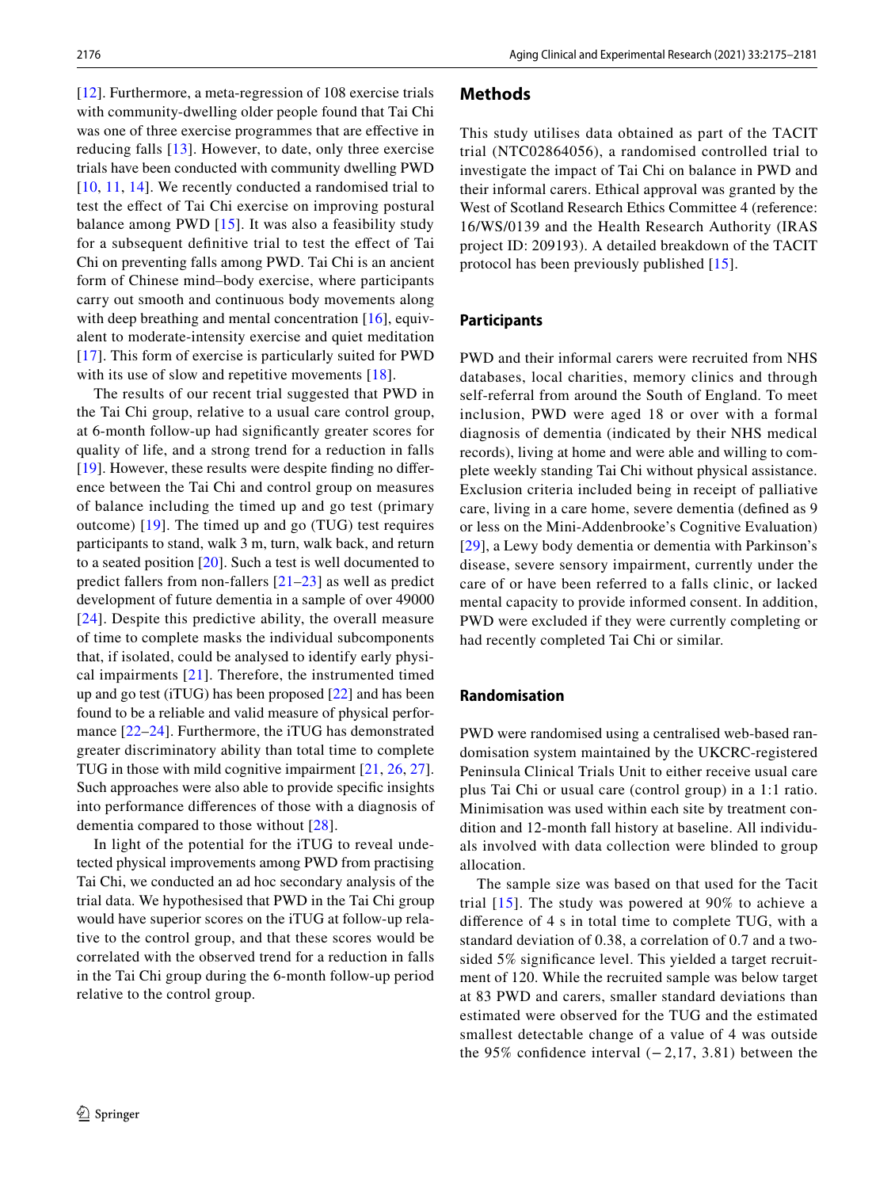[12]. Furthermore, a meta-regression of 108 exercise trials with community-dwelling older people found that Tai Chi was one of three exercise programmes that are effective in reducing falls [13]. However, to date, only three exercise trials have been conducted with community dwelling PWD [10, 11, 14]. We recently conducted a randomised trial to test the effect of Tai Chi exercise on improving postural balance among PWD [15]. It was also a feasibility study for a subsequent definitive trial to test the effect of Tai Chi on preventing falls among PWD. Tai Chi is an ancient form of Chinese mind–body exercise, where participants carry out smooth and continuous body movements along with deep breathing and mental concentration [16], equivalent to moderate-intensity exercise and quiet meditation [17]. This form of exercise is particularly suited for PWD with its use of slow and repetitive movements [18].

The results of our recent trial suggested that PWD in the Tai Chi group, relative to a usual care control group, at 6-month follow-up had significantly greater scores for quality of life, and a strong trend for a reduction in falls [19]. However, these results were despite finding no difference between the Tai Chi and control group on measures of balance including the timed up and go test (primary outcome) [19]. The timed up and go (TUG) test requires participants to stand, walk 3 m, turn, walk back, and return to a seated position [20]. Such a test is well documented to predict fallers from non-fallers [21–23] as well as predict development of future dementia in a sample of over 49000 [24]. Despite this predictive ability, the overall measure of time to complete masks the individual subcomponents that, if isolated, could be analysed to identify early physical impairments [21]. Therefore, the instrumented timed up and go test (iTUG) has been proposed [22] and has been found to be a reliable and valid measure of physical performance [22–24]. Furthermore, the iTUG has demonstrated greater discriminatory ability than total time to complete TUG in those with mild cognitive impairment [21, 26, 27]. Such approaches were also able to provide specific insights into performance differences of those with a diagnosis of dementia compared to those without [28].

In light of the potential for the iTUG to reveal undetected physical improvements among PWD from practising Tai Chi, we conducted an ad hoc secondary analysis of the trial data. We hypothesised that PWD in the Tai Chi group would have superior scores on the iTUG at follow-up relative to the control group, and that these scores would be correlated with the observed trend for a reduction in falls in the Tai Chi group during the 6-month follow-up period relative to the control group.

## Methods

This study utilises data obtained as part of the TACIT trial (NTC02864056), a randomised controlled trial to investigate the impact of Tai Chi on balance in PWD and their informal carers. Ethical approval was granted by the West of Scotland Research Ethics Committee 4 (reference: 16/WS/0139 and the Health Research Authority (IRAS project ID: 209193). A detailed breakdown of the TACIT protocol has been previously published [15].

### Participants

PWD and their informal carers were recruited from NHS databases, local charities, memory clinics and through self-referral from around the South of England. To meet inclusion, PWD were aged 18 or over with a formal diagnosis of dementia (indicated by their NHS medical records), living at home and were able and willing to complete weekly standing Tai Chi without physical assistance. Exclusion criteria included being in receipt of palliative care, living in a care home, severe dementia (defined as 9 or less on the Mini-Addenbrooke's Cognitive Evaluation) [29], a Lewy body dementia or dementia with Parkinson's disease, severe sensory impairment, currently under the care of or have been referred to a falls clinic, or lacked mental capacity to provide informed consent. In addition, PWD were excluded if they were currently completing or had recently completed Tai Chi or similar.

### Randomisation

PWD were randomised using a centralised web-based randomisation system maintained by the UKCRC-registered Peninsula Clinical Trials Unit to either receive usual care plus Tai Chi or usual care (control group) in a 1:1 ratio. Minimisation was used within each site by treatment condition and 12-month fall history at baseline. All individuals involved with data collection were blinded to group allocation.

The sample size was based on that used for the Tacit trial [15]. The study was powered at 90% to achieve a difference of 4 s in total time to complete TUG, with a standard deviation of 0.38, a correlation of 0.7 and a two-sided 5% significance level. This yielded a target recruitment of 120. While the recruited sample was below target at 83 PWD and carers, smaller standard deviations than estimated were observed for the TUG and the estimated smallest detectable change of a value of 4 was outside the 95% confidence interval (−2,17, 3.81) between the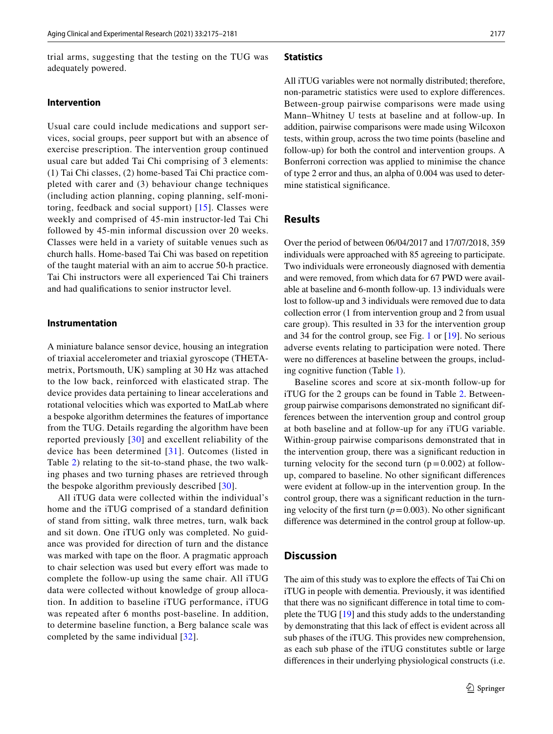trial arms, suggesting that the testing on the TUG was adequately powered.

### Intervention

Usual care could include medications and support services, social groups, peer support but with an absence of exercise prescription. The intervention group continued usual care but added Tai Chi comprising of 3 elements: (1) Tai Chi classes, (2) home-based Tai Chi practice completed with carer and (3) behaviour change techniques (including action planning, coping planning, self-monitoring, feedback and social support) [15]. Classes were weekly and comprised of 45-min instructor-led Tai Chi followed by 45-min informal discussion over 20 weeks. Classes were held in a variety of suitable venues such as church halls. Home-based Tai Chi was based on repetition of the taught material with an aim to accrue 50-h practice. Tai Chi instructors were all experienced Tai Chi trainers and had qualifications to senior instructor level.

### Instrumentation

A miniature balance sensor device, housing an integration of triaxial accelerometer and triaxial gyroscope (THETA-metrix, Portsmouth, UK) sampling at 30 Hz was attached to the low back, reinforced with elasticated strap. The device provides data pertaining to linear accelerations and rotational velocities which was exported to MatLab where a bespoke algorithm determines the features of importance from the TUG. Details regarding the algorithm have been reported previously [30] and excellent reliability of the device has been determined [31]. Outcomes (listed in Table 2) relating to the sit-to-stand phase, the two walking phases and two turning phases are retrieved through the bespoke algorithm previously described [30].

All iTUG data were collected within the individual's home and the iTUG comprised of a standard definition of stand from sitting, walk three metres, turn, walk back and sit down. One iTUG only was completed. No guidance was provided for direction of turn and the distance was marked with tape on the floor. A pragmatic approach to chair selection was used but every effort was made to complete the follow-up using the same chair. All iTUG data were collected without knowledge of group allocation. In addition to baseline iTUG performance, iTUG was repeated after 6 months post-baseline. In addition, to determine baseline function, a Berg balance scale was completed by the same individual [32].

### Statistics

All iTUG variables were not normally distributed; therefore, non-parametric statistics were used to explore differences. Between-group pairwise comparisons were made using Mann–Whitney U tests at baseline and at follow-up. In addition, pairwise comparisons were made using Wilcoxon tests, within group, across the two time points (baseline and follow-up) for both the control and intervention groups. A Bonferroni correction was applied to minimise the chance of type 2 error and thus, an alpha of 0.004 was used to determine statistical significance.

## Results

Over the period of between 06/04/2017 and 17/07/2018, 359 individuals were approached with 85 agreeing to participate. Two individuals were erroneously diagnosed with dementia and were removed, from which data for 67 PWD were available at baseline and 6-month follow-up. 13 individuals were lost to follow-up and 3 individuals were removed due to data collection error (1 from intervention group and 2 from usual care group). This resulted in 33 for the intervention group and 34 for the control group, see Fig. 1 or [19]. No serious adverse events relating to participation were noted. There were no differences at baseline between the groups, including cognitive function (Table 1).

Baseline scores and score at six-month follow-up for iTUG for the 2 groups can be found in Table 2. Between-group pairwise comparisons demonstrated no significant differences between the intervention group and control group at both baseline and at follow-up for any iTUG variable. Within-group pairwise comparisons demonstrated that in the intervention group, there was a significant reduction in turning velocity for the second turn ($p = 0.002$) at follow-up, compared to baseline. No other significant differences were evident at follow-up in the intervention group. In the control group, there was a significant reduction in the turning velocity of the first turn ($p = 0.003$). No other significant difference was determined in the control group at follow-up.

## Discussion

The aim of this study was to explore the effects of Tai Chi on iTUG in people with dementia. Previously, it was identified that there was no significant difference in total time to complete the TUG [19] and this study adds to the understanding by demonstrating that this lack of effect is evident across all sub phases of the iTUG. This provides new comprehension, as each sub phase of the iTUG constitutes subtle or large differences in their underlying physiological constructs (i.e.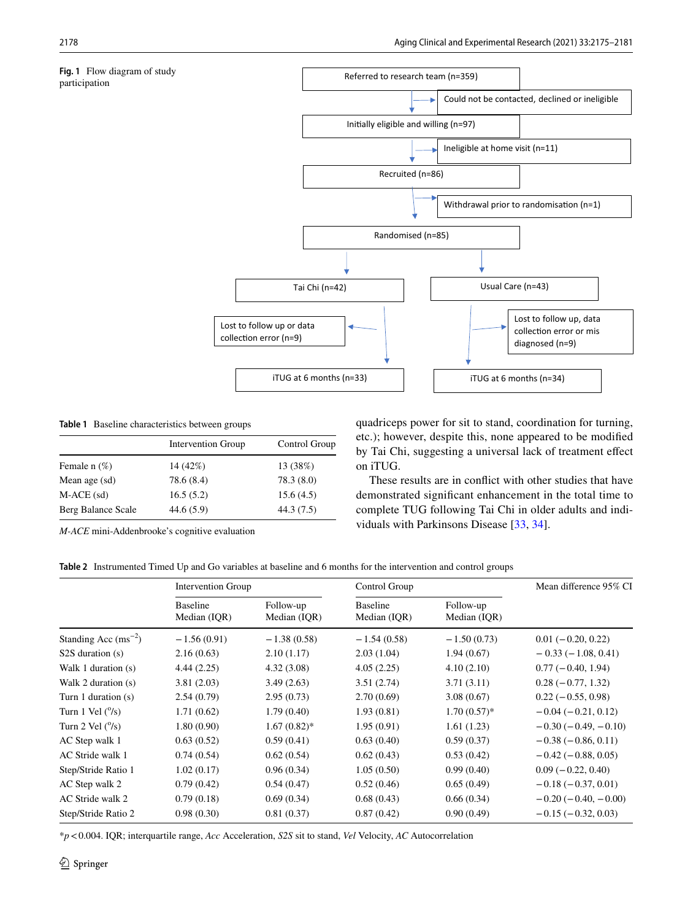**Fig. 1** Flow diagram of study participation

- Referred to research team (n=359)
  - → Could not be contacted, declined or ineligible
- Initially eligible and willing (n=97)
  - → Ineligible at home visit (n=11)
- Recruited (n=86)
  - → Withdrawal prior to randomisation (n=1)
- Randomised (n=85)
  - Tai Chi (n=42)
    - → Lost to follow up or data collection error (n=9)
    - iTUG at 6 months (n=33)
  - Usual Care (n=43)
    - → Lost to follow up, data collection error or mis diagnosed (n=9)
    - iTUG at 6 months (n=34)

**Table 1** Baseline characteristics between groups

| | Intervention Group | Control Group |
|---|---|---|
| Female n (%) | 14 (42%) | 13 (38%) |
| Mean age (sd) | 78.6 (8.4) | 78.3 (8.0) |
| M-ACE (sd) | 16.5 (5.2) | 15.6 (4.5) |
| Berg Balance Scale | 44.6 (5.9) | 44.3 (7.5) |

*M-ACE* mini-Addenbrooke's cognitive evaluation

quadriceps power for sit to stand, coordination for turning, etc.); however, despite this, none appeared to be modified by Tai Chi, suggesting a universal lack of treatment effect on iTUG.

These results are in conflict with other studies that have demonstrated significant enhancement in the total time to complete TUG following Tai Chi in older adults and individuals with Parkinsons Disease [33, 34].

**Table 2** Instrumented Timed Up and Go variables at baseline and 6 months for the intervention and control groups

| | Intervention Group | | Control Group | | Mean difference 95% CI |
|---|---|---|---|---|---|
| | Baseline Median (IQR) | Follow-up Median (IQR) | Baseline Median (IQR) | Follow-up Median (IQR) | |
| Standing Acc ($ms^{-2}$) | −1.56 (0.91) | −1.38 (0.58) | −1.54 (0.58) | −1.50 (0.73) | 0.01 (−0.20, 0.22) |
| S2S duration (s) | 2.16 (0.63) | 2.10 (1.17) | 2.03 (1.04) | 1.94 (0.67) | −0.33 (−1.08, 0.41) |
| Walk 1 duration (s) | 4.44 (2.25) | 4.32 (3.08) | 4.05 (2.25) | 4.10 (2.10) | 0.77 (−0.40, 1.94) |
| Walk 2 duration (s) | 3.81 (2.03) | 3.49 (2.63) | 3.51 (2.74) | 3.71 (3.11) | 0.28 (−0.77, 1.32) |
| Turn 1 duration (s) | 2.54 (0.79) | 2.95 (0.73) | 2.70 (0.69) | 3.08 (0.67) | 0.22 (−0.55, 0.98) |
| Turn 1 Vel (°/s) | 1.71 (0.62) | 1.79 (0.40) | 1.93 (0.81) | 1.70 (0.57)* | −0.04 (−0.21, 0.12) |
| Turn 2 Vel (°/s) | 1.80 (0.90) | 1.67 (0.82)* | 1.95 (0.91) | 1.61 (1.23) | −0.30 (−0.49, −0.10) |
| AC Step walk 1 | 0.63 (0.52) | 0.59 (0.41) | 0.63 (0.40) | 0.59 (0.37) | −0.38 (−0.86, 0.11) |
| AC Stride walk 1 | 0.74 (0.54) | 0.62 (0.54) | 0.62 (0.43) | 0.53 (0.42) | −0.42 (−0.88, 0.05) |
| Step/Stride Ratio 1 | 1.02 (0.17) | 0.96 (0.34) | 1.05 (0.50) | 0.99 (0.40) | 0.09 (−0.22, 0.40) |
| AC Step walk 2 | 0.79 (0.42) | 0.54 (0.47) | 0.52 (0.46) | 0.65 (0.49) | −0.18 (−0.37, 0.01) |
| AC Stride walk 2 | 0.79 (0.18) | 0.69 (0.34) | 0.68 (0.43) | 0.66 (0.34) | −0.20 (−0.40, −0.00) |
| Step/Stride Ratio 2 | 0.98 (0.30) | 0.81 (0.37) | 0.87 (0.42) | 0.90 (0.49) | −0.15 (−0.32, 0.03) |

*$p < 0.004$. IQR; interquartile range, *Acc* Acceleration, *S2S* sit to stand, *Vel* Velocity, *AC* Autocorrelation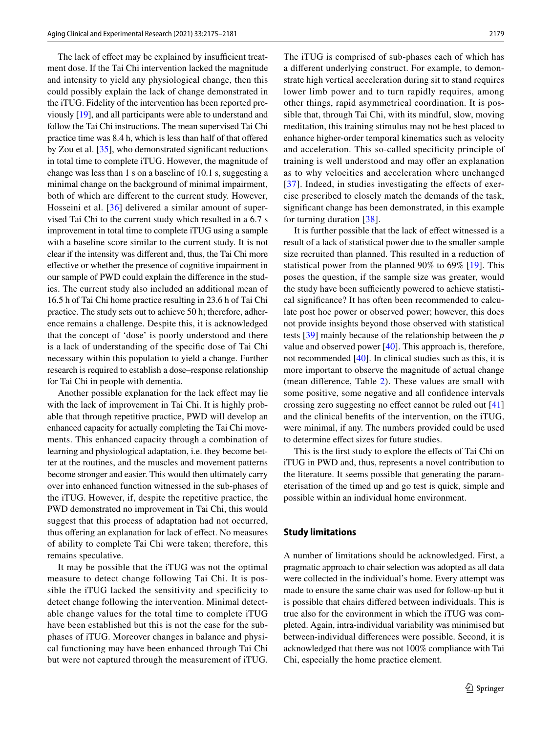The lack of effect may be explained by insufficient treatment dose. If the Tai Chi intervention lacked the magnitude and intensity to yield any physiological change, then this could possibly explain the lack of change demonstrated in the iTUG. Fidelity of the intervention has been reported previously [19], and all participants were able to understand and follow the Tai Chi instructions. The mean supervised Tai Chi practice time was 8.4 h, which is less than half of that offered by Zou et al. [35], who demonstrated significant reductions in total time to complete iTUG. However, the magnitude of change was less than 1 s on a baseline of 10.1 s, suggesting a minimal change on the background of minimal impairment, both of which are different to the current study. However, Hosseini et al. [36] delivered a similar amount of supervised Tai Chi to the current study which resulted in a 6.7 s improvement in total time to complete iTUG using a sample with a baseline score similar to the current study. It is not clear if the intensity was different and, thus, the Tai Chi more effective or whether the presence of cognitive impairment in our sample of PWD could explain the difference in the studies. The current study also included an additional mean of 16.5 h of Tai Chi home practice resulting in 23.6 h of Tai Chi practice. The study sets out to achieve 50 h; therefore, adherence remains a challenge. Despite this, it is acknowledged that the concept of 'dose' is poorly understood and there is a lack of understanding of the specific dose of Tai Chi necessary within this population to yield a change. Further research is required to establish a dose–response relationship for Tai Chi in people with dementia.

Another possible explanation for the lack effect may lie with the lack of improvement in Tai Chi. It is highly probable that through repetitive practice, PWD will develop an enhanced capacity for actually completing the Tai Chi movements. This enhanced capacity through a combination of learning and physiological adaptation, i.e. they become better at the routines, and the muscles and movement patterns become stronger and easier. This would then ultimately carry over into enhanced function witnessed in the sub-phases of the iTUG. However, if, despite the repetitive practice, the PWD demonstrated no improvement in Tai Chi, this would suggest that this process of adaptation had not occurred, thus offering an explanation for lack of effect. No measures of ability to complete Tai Chi were taken; therefore, this remains speculative.

It may be possible that the iTUG was not the optimal measure to detect change following Tai Chi. It is possible the iTUG lacked the sensitivity and specificity to detect change following the intervention. Minimal detectable change values for the total time to complete iTUG have been established but this is not the case for the subphases of iTUG. Moreover changes in balance and physical functioning may have been enhanced through Tai Chi but were not captured through the measurement of iTUG. The iTUG is comprised of sub-phases each of which has a different underlying construct. For example, to demonstrate high vertical acceleration during sit to stand requires lower limb power and to turn rapidly requires, among other things, rapid asymmetrical coordination. It is possible that, through Tai Chi, with its mindful, slow, moving meditation, this training stimulus may not be best placed to enhance higher-order temporal kinematics such as velocity and acceleration. This so-called specificity principle of training is well understood and may offer an explanation as to why velocities and acceleration where unchanged [37]. Indeed, in studies investigating the effects of exercise prescribed to closely match the demands of the task, significant change has been demonstrated, in this example for turning duration [38].

It is further possible that the lack of effect witnessed is a result of a lack of statistical power due to the smaller sample size recruited than planned. This resulted in a reduction of statistical power from the planned 90% to 69% [19]. This poses the question, if the sample size was greater, would the study have been sufficiently powered to achieve statistical significance? It has often been recommended to calculate post hoc power or observed power; however, this does not provide insights beyond those observed with statistical tests [39] mainly because of the relationship between the *p* value and observed power [40]. This approach is, therefore, not recommended [40]. In clinical studies such as this, it is more important to observe the magnitude of actual change (mean difference, Table 2). These values are small with some positive, some negative and all confidence intervals crossing zero suggesting no effect cannot be ruled out [41] and the clinical benefits of the intervention, on the iTUG, were minimal, if any. The numbers provided could be used to determine effect sizes for future studies.

This is the first study to explore the effects of Tai Chi on iTUG in PWD and, thus, represents a novel contribution to the literature. It seems possible that generating the parameterisation of the timed up and go test is quick, simple and possible within an individual home environment.

## Study limitations

A number of limitations should be acknowledged. First, a pragmatic approach to chair selection was adopted as all data were collected in the individual's home. Every attempt was made to ensure the same chair was used for follow-up but it is possible that chairs differed between individuals. This is true also for the environment in which the iTUG was completed. Again, intra-individual variability was minimised but between-individual differences were possible. Second, it is acknowledged that there was not 100% compliance with Tai Chi, especially the home practice element.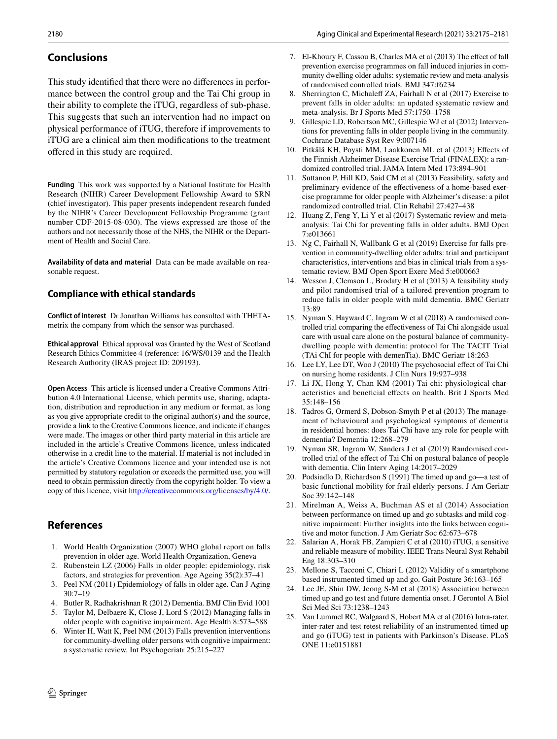## Conclusions

This study identified that there were no differences in performance between the control group and the Tai Chi group in their ability to complete the iTUG, regardless of sub-phase. This suggests that such an intervention had no impact on physical performance of iTUG, therefore if improvements to iTUG are a clinical aim then modifications to the treatment offered in this study are required.

**Funding** This work was supported by a National Institute for Health Research (NIHR) Career Development Fellowship Award to SRN (chief investigator). This paper presents independent research funded by the NIHR's Career Development Fellowship Programme (grant number CDF-2015-08-030). The views expressed are those of the authors and not necessarily those of the NHS, the NIHR or the Department of Health and Social Care.

**Availability of data and material** Data can be made available on reasonable request.

### Compliance with ethical standards

**Conflict of interest** Dr Jonathan Williams has consulted with THETAmetrix the company from which the sensor was purchased.

**Ethical approval** Ethical approval was Granted by the West of Scotland Research Ethics Committee 4 (reference: 16/WS/0139 and the Health Research Authority (IRAS project ID: 209193).

**Open Access** This article is licensed under a Creative Commons Attribution 4.0 International License, which permits use, sharing, adaptation, distribution and reproduction in any medium or format, as long as you give appropriate credit to the original author(s) and the source, provide a link to the Creative Commons licence, and indicate if changes were made. The images or other third party material in this article are included in the article's Creative Commons licence, unless indicated otherwise in a credit line to the material. If material is not included in the article's Creative Commons licence and your intended use is not permitted by statutory regulation or exceeds the permitted use, you will need to obtain permission directly from the copyright holder. To view a copy of this licence, visit http://creativecommons.org/licenses/by/4.0/.

## References

1. World Health Organization (2007) WHO global report on falls prevention in older age. World Health Organization, Geneva
2. Rubenstein LZ (2006) Falls in older people: epidemiology, risk factors, and strategies for prevention. Age Ageing 35(2):37–41
3. Peel NM (2011) Epidemiology of falls in older age. Can J Aging 30:7–19
4. Butler R, Radhakrishnan R (2012) Dementia. BMJ Clin Evid 1001
5. Taylor M, Delbaere K, Close J, Lord S (2012) Managing falls in older people with cognitive impairment. Age Health 8:573–588
6. Winter H, Watt K, Peel NM (2013) Falls prevention interventions for community-dwelling older persons with cognitive impairment: a systematic review. Int Psychogeriatr 25:215–227
7. El-Khoury F, Cassou B, Charles MA et al (2013) The effect of fall prevention exercise programmes on fall induced injuries in community dwelling older adults: systematic review and meta-analysis of randomised controlled trials. BMJ 347:f6234
8. Sherrington C, Michaleff ZA, Fairhall N et al (2017) Exercise to prevent falls in older adults: an updated systematic review and meta-analysis. Br J Sports Med 57:1750–1758
9. Gillespie LD, Robertson MC, Gillespie WJ et al (2012) Interventions for preventing falls in older people living in the community. Cochrane Database Syst Rev 9:007146
10. Pitkälä KH, Poysti MM, Laakkonen ML et al (2013) Effects of the Finnish Alzheimer Disease Exercise Trial (FINALEX): a randomized controlled trial. JAMA Intern Med 173:894–901
11. Suttanon P, Hill KD, Said CM et al (2013) Feasibility, safety and preliminary evidence of the effectiveness of a home-based exercise programme for older people with Alzheimer's disease: a pilot randomized controlled trial. Clin Rehabil 27:427–438
12. Huang Z, Feng Y, Li Y et al (2017) Systematic review and meta-analysis: Tai Chi for preventing falls in older adults. BMJ Open 7:e013661
13. Ng C, Fairhall N, Wallbank G et al (2019) Exercise for falls prevention in community-dwelling older adults: trial and participant characteristics, interventions and bias in clinical trials from a systematic review. BMJ Open Sport Exerc Med 5:e000663
14. Wesson J, Clemson L, Brodaty H et al (2013) A feasibility study and pilot randomised trial of a tailored prevention program to reduce falls in older people with mild dementia. BMC Geriatr 13:89
15. Nyman S, Hayward C, Ingram W et al (2018) A randomised controlled trial comparing the effectiveness of Tai Chi alongside usual care with usual care alone on the postural balance of community-dwelling people with dementia: protocol for The TACIT Trial (TAi ChI for people with demenTia). BMC Geriatr 18:263
16. Lee LY, Lee DT, Woo J (2010) The psychosocial effect of Tai Chi on nursing home residents. J Clin Nurs 19:927–938
17. Li JX, Hong Y, Chan KM (2001) Tai chi: physiological characteristics and beneficial effects on health. Brit J Sports Med 35:148–156
18. Tadros G, Ormerd S, Dobson-Smyth P et al (2013) The management of behavioural and psychological symptoms of dementia in residential homes: does Tai Chi have any role for people with dementia? Dementia 12:268–279
19. Nyman SR, Ingram W, Sanders J et al (2019) Randomised controlled trial of the effect of Tai Chi on postural balance of people with dementia. Clin Interv Aging 14:2017–2029
20. Podsiadlo D, Richardson S (1991) The timed up and go—a test of basic functional mobility for frail elderly persons. J Am Geriatr Soc 39:142–148
21. Mirelman A, Weiss A, Buchman AS et al (2014) Association between performance on timed up and go subtasks and mild cognitive impairment: Further insights into the links between cognitive and motor function. J Am Geriatr Soc 62:673–678
22. Salarian A, Horak FB, Zampieri C et al (2010) iTUG, a sensitive and reliable measure of mobility. IEEE Trans Neural Syst Rehabil Eng 18:303–310
23. Mellone S, Tacconi C, Chiari L (2012) Validity of a smartphone based instrumented timed up and go. Gait Posture 36:163–165
24. Lee JE, Shin DW, Jeong S-M et al (2018) Association between timed up and go test and future dementia onset. J Gerontol A Biol Sci Med Sci 73:1238–1243
25. Van Lummel RC, Walgaard S, Hobert MA et al (2016) Intra-rater, inter-rater and test retest reliability of an instrumented timed up and go (iTUG) test in patients with Parkinson's Disease. PLoS ONE 11:e0151881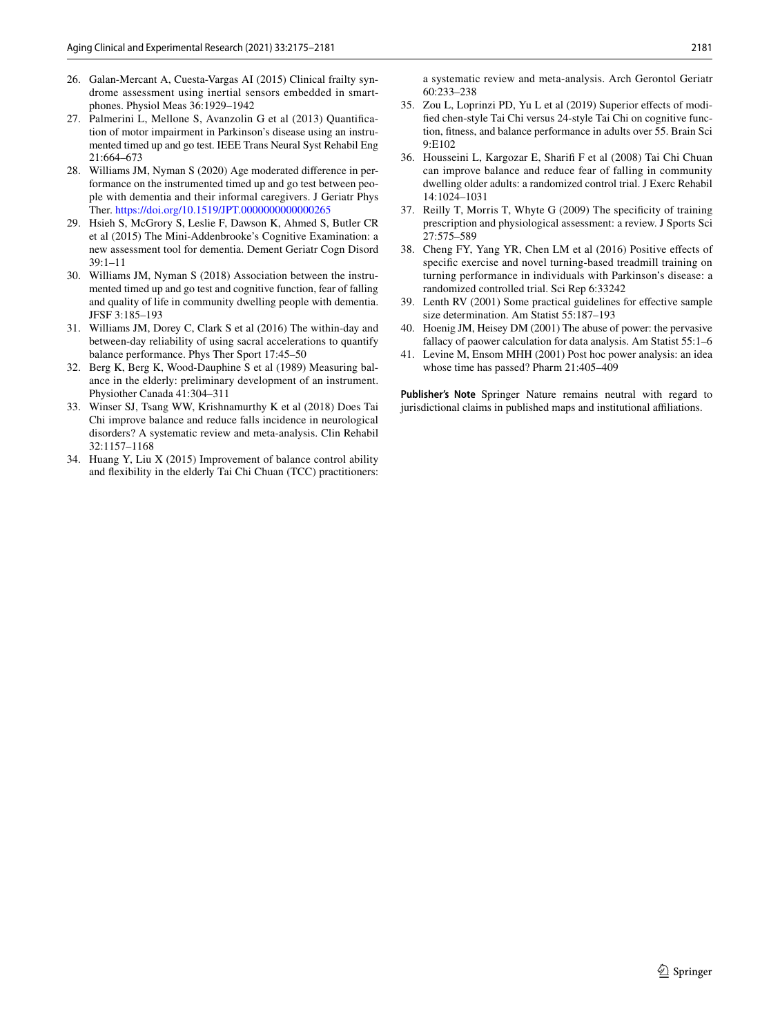26. Galan-Mercant A, Cuesta-Vargas AI (2015) Clinical frailty syndrome assessment using inertial sensors embedded in smartphones. Physiol Meas 36:1929–1942
27. Palmerini L, Mellone S, Avanzolin G et al (2013) Quantification of motor impairment in Parkinson's disease using an instrumented timed up and go test. IEEE Trans Neural Syst Rehabil Eng 21:664–673
28. Williams JM, Nyman S (2020) Age moderated difference in performance on the instrumented timed up and go test between people with dementia and their informal caregivers. J Geriatr Phys Ther. https://doi.org/10.1519/JPT.0000000000000265
29. Hsieh S, McGrory S, Leslie F, Dawson K, Ahmed S, Butler CR et al (2015) The Mini-Addenbrooke's Cognitive Examination: a new assessment tool for dementia. Dement Geriatr Cogn Disord 39:1–11
30. Williams JM, Nyman S (2018) Association between the instrumented timed up and go test and cognitive function, fear of falling and quality of life in community dwelling people with dementia. JFSF 3:185–193
31. Williams JM, Dorey C, Clark S et al (2016) The within-day and between-day reliability of using sacral accelerations to quantify balance performance. Phys Ther Sport 17:45–50
32. Berg K, Berg K, Wood-Dauphine S et al (1989) Measuring balance in the elderly: preliminary development of an instrument. Physiother Canada 41:304–311
33. Winser SJ, Tsang WW, Krishnamurthy K et al (2018) Does Tai Chi improve balance and reduce falls incidence in neurological disorders? A systematic review and meta-analysis. Clin Rehabil 32:1157–1168
34. Huang Y, Liu X (2015) Improvement of balance control ability and flexibility in the elderly Tai Chi Chuan (TCC) practitioners: a systematic review and meta-analysis. Arch Gerontol Geriatr 60:233–238
35. Zou L, Loprinzi PD, Yu L et al (2019) Superior effects of modified chen-style Tai Chi versus 24-style Tai Chi on cognitive function, fitness, and balance performance in adults over 55. Brain Sci 9:E102
36. Housseini L, Kargozar E, Sharifi F et al (2008) Tai Chi Chuan can improve balance and reduce fear of falling in community dwelling older adults: a randomized control trial. J Exerc Rehabil 14:1024–1031
37. Reilly T, Morris T, Whyte G (2009) The specificity of training prescription and physiological assessment: a review. J Sports Sci 27:575–589
38. Cheng FY, Yang YR, Chen LM et al (2016) Positive effects of specific exercise and novel turning-based treadmill training on turning performance in individuals with Parkinson's disease: a randomized controlled trial. Sci Rep 6:33242
39. Lenth RV (2001) Some practical guidelines for effective sample size determination. Am Statist 55:187–193
40. Hoenig JM, Heisey DM (2001) The abuse of power: the pervasive fallacy of paower calculation for data analysis. Am Statist 55:1–6
41. Levine M, Ensom MHH (2001) Post hoc power analysis: an idea whose time has passed? Pharm 21:405–409

**Publisher's Note** Springer Nature remains neutral with regard to jurisdictional claims in published maps and institutional affiliations.